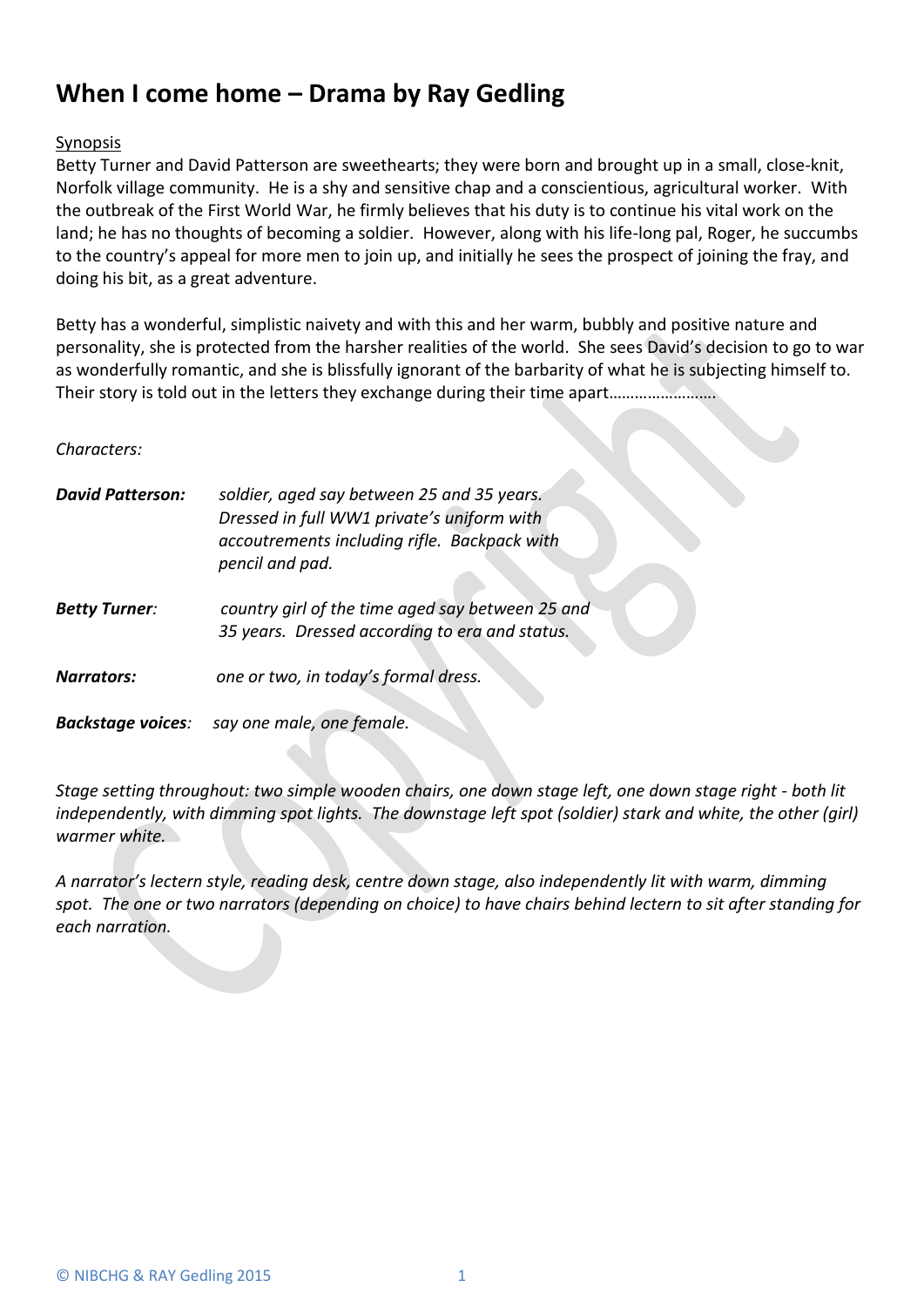# When I come home – Drama by Ray Gedling

Synopsis

Betty Turner and David Patterson are sweethearts; they were born and brought up in a small, close-knit, Norfolk village community. He is a shy and sensitive chap and a conscientious, agricultural worker. With the outbreak of the First World War, he firmly believes that his duty is to continue his vital work on the land; he has no thoughts of becoming a soldier. However, along with his life-long pal, Roger, he succumbs to the country's appeal for more men to join up, and initially he sees the prospect of joining the fray, and doing his bit, as a great adventure.

Betty has a wonderful, simplistic naivety and with this and her warm, bubbly and positive nature and personality, she is protected from the harsher realities of the world. She sees David's decision to go to war as wonderfully romantic, and she is blissfully ignorant of the barbarity of what he is subjecting himself to. Their story is told out in the letters they exchange during their time apart…………………….

*Characters:*

***David Patterson:*** *soldier, aged say between 25 and 35 years. Dressed in full WW1 private's uniform with accoutrements including rifle. Backpack with pencil and pad.*

***Betty Turner:*** *country girl of the time aged say between 25 and 35 years. Dressed according to era and status.*

***Narrators:*** *one or two, in today's formal dress.*

***Backstage voices:*** *say one male, one female.*

*Stage setting throughout: two simple wooden chairs, one down stage left, one down stage right - both lit independently, with dimming spot lights. The downstage left spot (soldier) stark and white, the other (girl) warmer white.*

*A narrator's lectern style, reading desk, centre down stage, also independently lit with warm, dimming spot. The one or two narrators (depending on choice) to have chairs behind lectern to sit after standing for each narration.*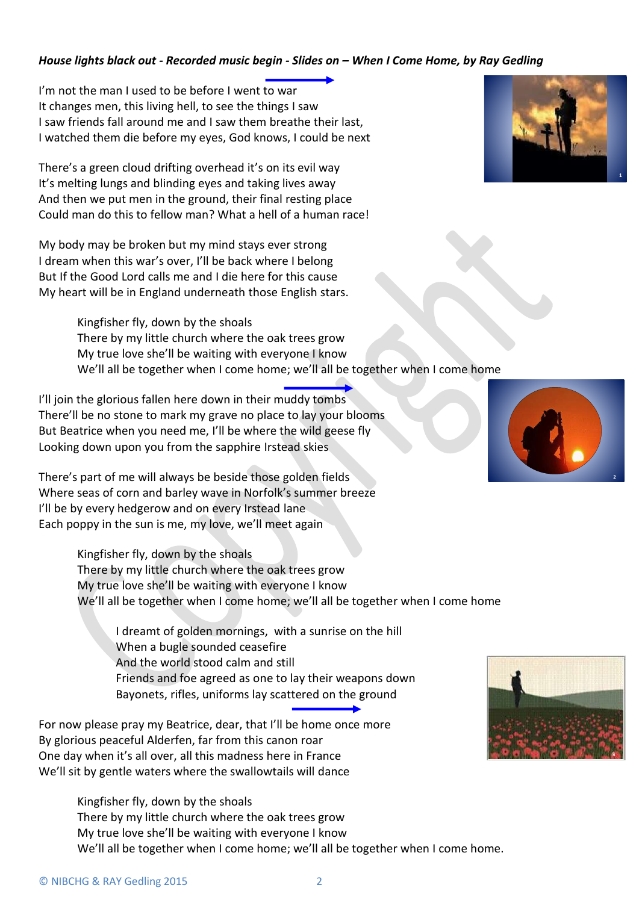*House lights black out - Recorded music begin - Slides on – When I Come Home, by Ray Gedling*

I'm not the man I used to be before I went to war
It changes men, this living hell, to see the things I saw
I saw friends fall around me and I saw them breathe their last,
I watched them die before my eyes, God knows, I could be next

There's a green cloud drifting overhead it's on its evil way
It's melting lungs and blinding eyes and taking lives away
And then we put men in the ground, their final resting place
Could man do this to fellow man? What a hell of a human race!

My body may be broken but my mind stays ever strong
I dream when this war's over, I'll be back where I belong
But If the Good Lord calls me and I die here for this cause
My heart will be in England underneath those English stars.

> Kingfisher fly, down by the shoals
> There by my little church where the oak trees grow
> My true love she'll be waiting with everyone I know
> We'll all be together when I come home; we'll all be together when I come home

I'll join the glorious fallen here down in their muddy tombs
There'll be no stone to mark my grave no place to lay your blooms
But Beatrice when you need me, I'll be where the wild geese fly
Looking down upon you from the sapphire Irstead skies

There's part of me will always be beside those golden fields
Where seas of corn and barley wave in Norfolk's summer breeze
I'll be by every hedgerow and on every Irstead lane
Each poppy in the sun is me, my love, we'll meet again

> Kingfisher fly, down by the shoals
> There by my little church where the oak trees grow
> My true love she'll be waiting with everyone I know
> We'll all be together when I come home; we'll all be together when I come home

>> I dreamt of golden mornings, with a sunrise on the hill
>> When a bugle sounded ceasefire
>> And the world stood calm and still
>> Friends and foe agreed as one to lay their weapons down
>> Bayonets, rifles, uniforms lay scattered on the ground

For now please pray my Beatrice, dear, that I'll be home once more
By glorious peaceful Alderfen, far from this canon roar
One day when it's all over, all this madness here in France
We'll sit by gentle waters where the swallowtails will dance

> Kingfisher fly, down by the shoals
> There by my little church where the oak trees grow
> My true love she'll be waiting with everyone I know
> We'll all be together when I come home; we'll all be together when I come home.

© NIBCHG & RAY Gedling 2015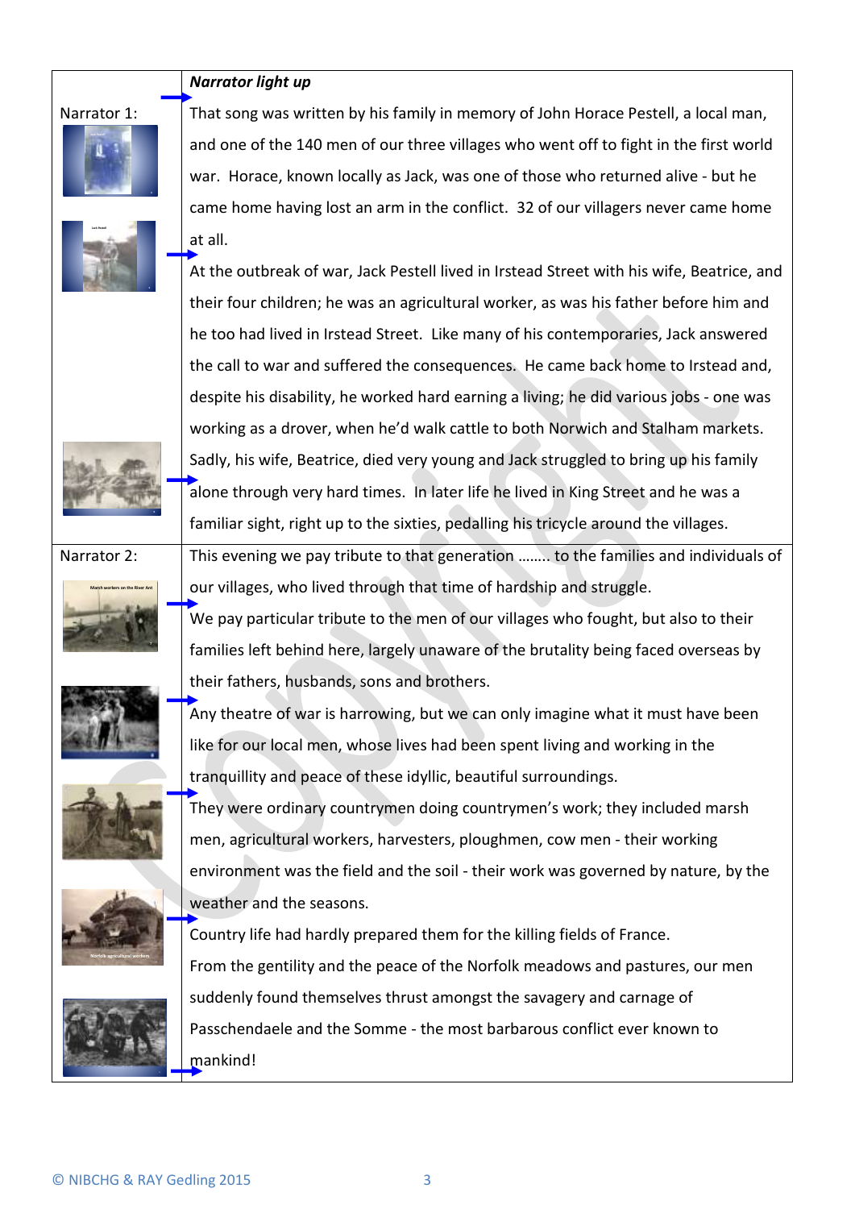| | |
|---|---|
| | ***Narrator light up*** |
| Narrator 1: | That song was written by his family in memory of John Horace Pestell, a local man, and one of the 140 men of our three villages who went off to fight in the first world war. Horace, known locally as Jack, was one of those who returned alive - but he came home having lost an arm in the conflict. 32 of our villagers never came home at all. |
| | At the outbreak of war, Jack Pestell lived in Irstead Street with his wife, Beatrice, and their four children; he was an agricultural worker, as was his father before him and he too had lived in Irstead Street. Like many of his contemporaries, Jack answered the call to war and suffered the consequences. He came back home to Irstead and, despite his disability, he worked hard earning a living; he did various jobs - one was working as a drover, when he'd walk cattle to both Norwich and Stalham markets. Sadly, his wife, Beatrice, died very young and Jack struggled to bring up his family alone through very hard times. In later life he lived in King Street and he was a familiar sight, right up to the sixties, pedalling his tricycle around the villages. |
| Narrator 2: | This evening we pay tribute to that generation …….. to the families and individuals of our villages, who lived through that time of hardship and struggle. |
| | We pay particular tribute to the men of our villages who fought, but also to their families left behind here, largely unaware of the brutality being faced overseas by their fathers, husbands, sons and brothers. |
| | Any theatre of war is harrowing, but we can only imagine what it must have been like for our local men, whose lives had been spent living and working in the tranquillity and peace of these idyllic, beautiful surroundings. |
| | They were ordinary countrymen doing countrymen's work; they included marsh men, agricultural workers, harvesters, ploughmen, cow men - their working environment was the field and the soil - their work was governed by nature, by the weather and the seasons. |
| | Country life had hardly prepared them for the killing fields of France. From the gentility and the peace of the Norfolk meadows and pastures, our men suddenly found themselves thrust amongst the savagery and carnage of Passchendaele and the Somme - the most barbarous conflict ever known to mankind! |

© NIBCHG & RAY Gedling 2015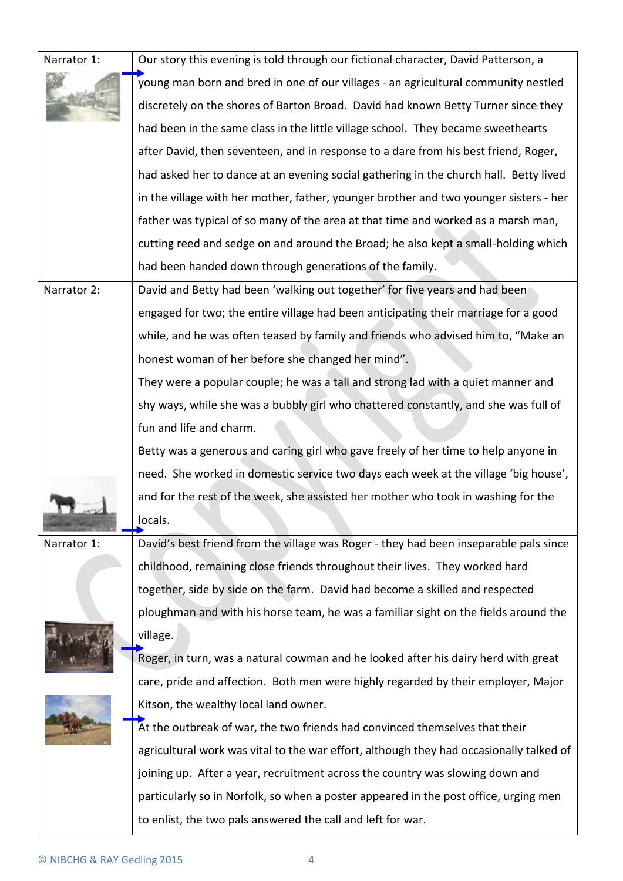| | |
|---|---|
| Narrator 1: | Our story this evening is told through our fictional character, David Patterson, a young man born and bred in one of our villages - an agricultural community nestled discretely on the shores of Barton Broad. David had known Betty Turner since they had been in the same class in the little village school. They became sweethearts after David, then seventeen, and in response to a dare from his best friend, Roger, had asked her to dance at an evening social gathering in the church hall. Betty lived in the village with her mother, father, younger brother and two younger sisters - her father was typical of so many of the area at that time and worked as a marsh man, cutting reed and sedge on and around the Broad; he also kept a small-holding which had been handed down through generations of the family. |
| Narrator 2: | David and Betty had been 'walking out together' for five years and had been engaged for two; the entire village had been anticipating their marriage for a good while, and he was often teased by family and friends who advised him to, "Make an honest woman of her before she changed her mind".<br>They were a popular couple; he was a tall and strong lad with a quiet manner and shy ways, while she was a bubbly girl who chattered constantly, and she was full of fun and life and charm.<br>Betty was a generous and caring girl who gave freely of her time to help anyone in need. She worked in domestic service two days each week at the village 'big house', and for the rest of the week, she assisted her mother who took in washing for the locals. |
| Narrator 1: | David's best friend from the village was Roger - they had been inseparable pals since childhood, remaining close friends throughout their lives. They worked hard together, side by side on the farm. David had become a skilled and respected ploughman and with his horse team, he was a familiar sight on the fields around the village.<br>Roger, in turn, was a natural cowman and he looked after his dairy herd with great care, pride and affection. Both men were highly regarded by their employer, Major Kitson, the wealthy local land owner.<br>At the outbreak of war, the two friends had convinced themselves that their agricultural work was vital to the war effort, although they had occasionally talked of joining up. After a year, recruitment across the country was slowing down and particularly so in Norfolk, so when a poster appeared in the post office, urging men to enlist, the two pals answered the call and left for war. |

© NIBCHG & RAY Gedling 2015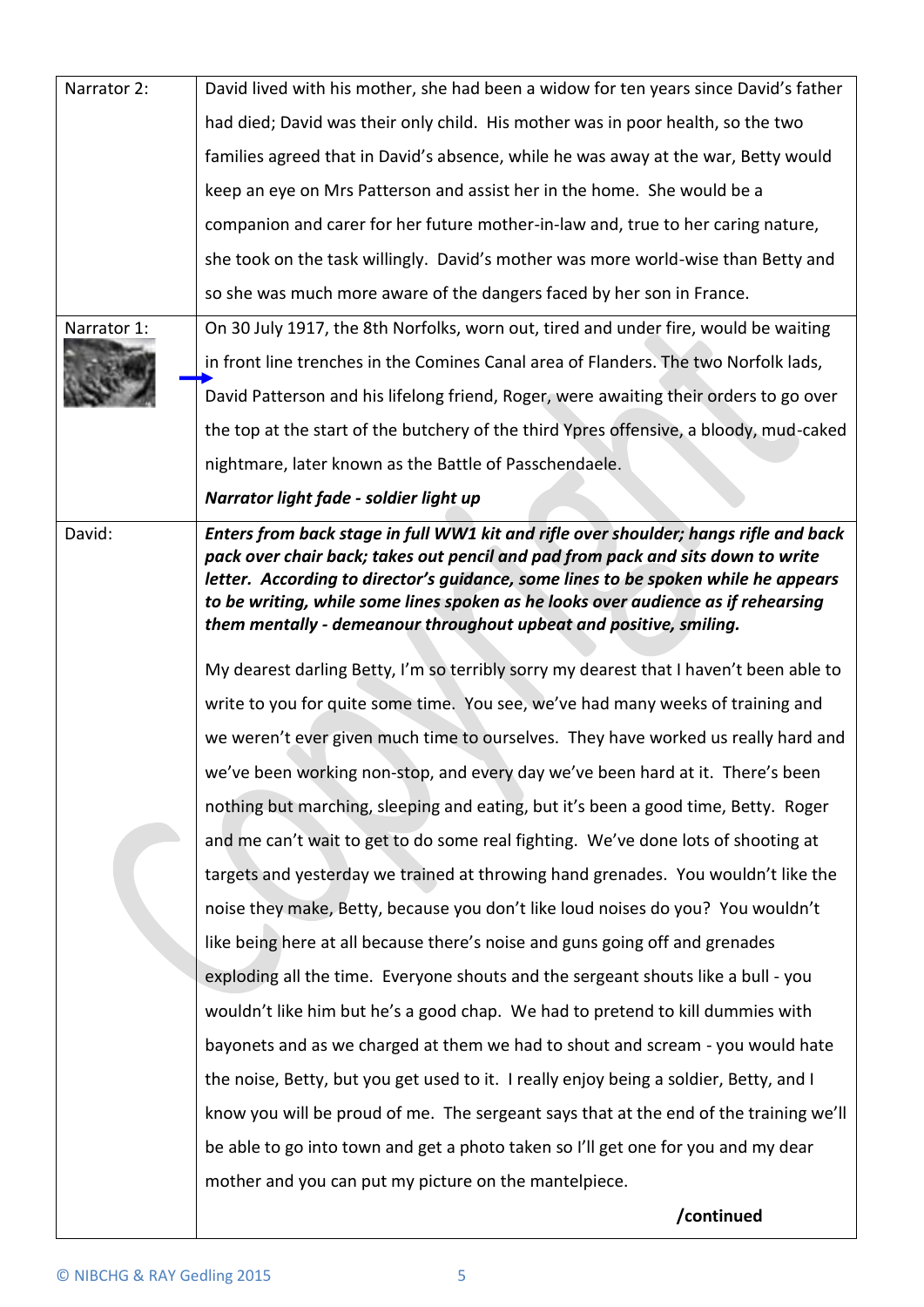| | |
|---|---|
| Narrator 2: | David lived with his mother, she had been a widow for ten years since David's father had died; David was their only child. His mother was in poor health, so the two families agreed that in David's absence, while he was away at the war, Betty would keep an eye on Mrs Patterson and assist her in the home. She would be a companion and carer for her future mother-in-law and, true to her caring nature, she took on the task willingly. David's mother was more world-wise than Betty and so she was much more aware of the dangers faced by her son in France. |
| Narrator 1: | On 30 July 1917, the 8th Norfolks, worn out, tired and under fire, would be waiting in front line trenches in the Comines Canal area of Flanders. The two Norfolk lads, David Patterson and his lifelong friend, Roger, were awaiting their orders to go over the top at the start of the butchery of the third Ypres offensive, a bloody, mud-caked nightmare, later known as the Battle of Passchendaele.<br>***Narrator light fade - soldier light up*** |
| David: | ***Enters from back stage in full WW1 kit and rifle over shoulder; hangs rifle and back pack over chair back; takes out pencil and pad from pack and sits down to write letter. According to director's guidance, some lines to be spoken while he appears to be writing, while some lines spoken as he looks over audience as if rehearsing them mentally - demeanour throughout upbeat and positive, smiling.***<br><br>My dearest darling Betty, I'm so terribly sorry my dearest that I haven't been able to write to you for quite some time. You see, we've had many weeks of training and we weren't ever given much time to ourselves. They have worked us really hard and we've been working non-stop, and every day we've been hard at it. There's been nothing but marching, sleeping and eating, but it's been a good time, Betty. Roger and me can't wait to get to do some real fighting. We've done lots of shooting at targets and yesterday we trained at throwing hand grenades. You wouldn't like the noise they make, Betty, because you don't like loud noises do you? You wouldn't like being here at all because there's noise and guns going off and grenades exploding all the time. Everyone shouts and the sergeant shouts like a bull - you wouldn't like him but he's a good chap. We had to pretend to kill dummies with bayonets and as we charged at them we had to shout and scream - you would hate the noise, Betty, but you get used to it. I really enjoy being a soldier, Betty, and I know you will be proud of me. The sergeant says that at the end of the training we'll be able to go into town and get a photo taken so I'll get one for you and my dear mother and you can put my picture on the mantelpiece.<br><br>**/continued** |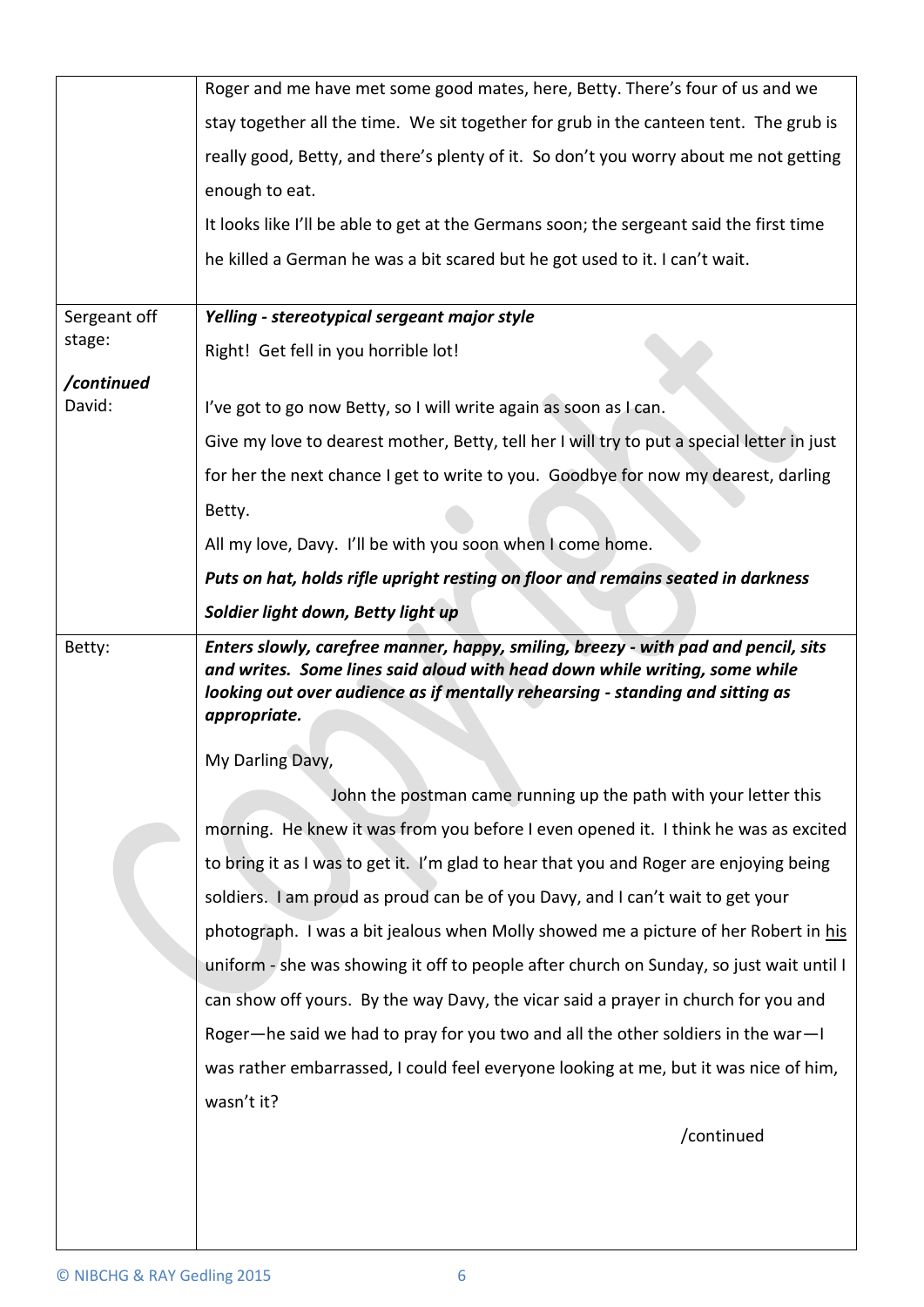| | |
|---|---|
| | Roger and me have met some good mates, here, Betty. There's four of us and we stay together all the time. We sit together for grub in the canteen tent. The grub is really good, Betty, and there's plenty of it. So don't you worry about me not getting enough to eat.<br>It looks like I'll be able to get at the Germans soon; the sergeant said the first time he killed a German he was a bit scared but he got used to it. I can't wait. |
| Sergeant off stage: | ***Yelling - stereotypical sergeant major style***<br>Right! Get fell in you horrible lot! |
| ***/continued*** David: | I've got to go now Betty, so I will write again as soon as I can.<br>Give my love to dearest mother, Betty, tell her I will try to put a special letter in just for her the next chance I get to write to you. Goodbye for now my dearest, darling Betty.<br>All my love, Davy. I'll be with you soon when I come home.<br>***Puts on hat, holds rifle upright resting on floor and remains seated in darkness***<br>***Soldier light down, Betty light up*** |
| Betty: | ***Enters slowly, carefree manner, happy, smiling, breezy - with pad and pencil, sits and writes. Some lines said aloud with head down while writing, some while looking out over audience as if mentally rehearsing - standing and sitting as appropriate.***<br><br>My Darling Davy,<br>John the postman came running up the path with your letter this morning. He knew it was from you before I even opened it. I think he was as excited to bring it as I was to get it. I'm glad to hear that you and Roger are enjoying being soldiers. I am proud as proud can be of you Davy, and I can't wait to get your photograph. I was a bit jealous when Molly showed me a picture of her Robert in <u>his</u> uniform - she was showing it off to people after church on Sunday, so just wait until I can show off yours. By the way Davy, the vicar said a prayer in church for you and Roger—he said we had to pray for you two and all the other soldiers in the war—I was rather embarrassed, I could feel everyone looking at me, but it was nice of him, wasn't it?<br><br>/continued |

© NIBCHG & RAY Gedling 2015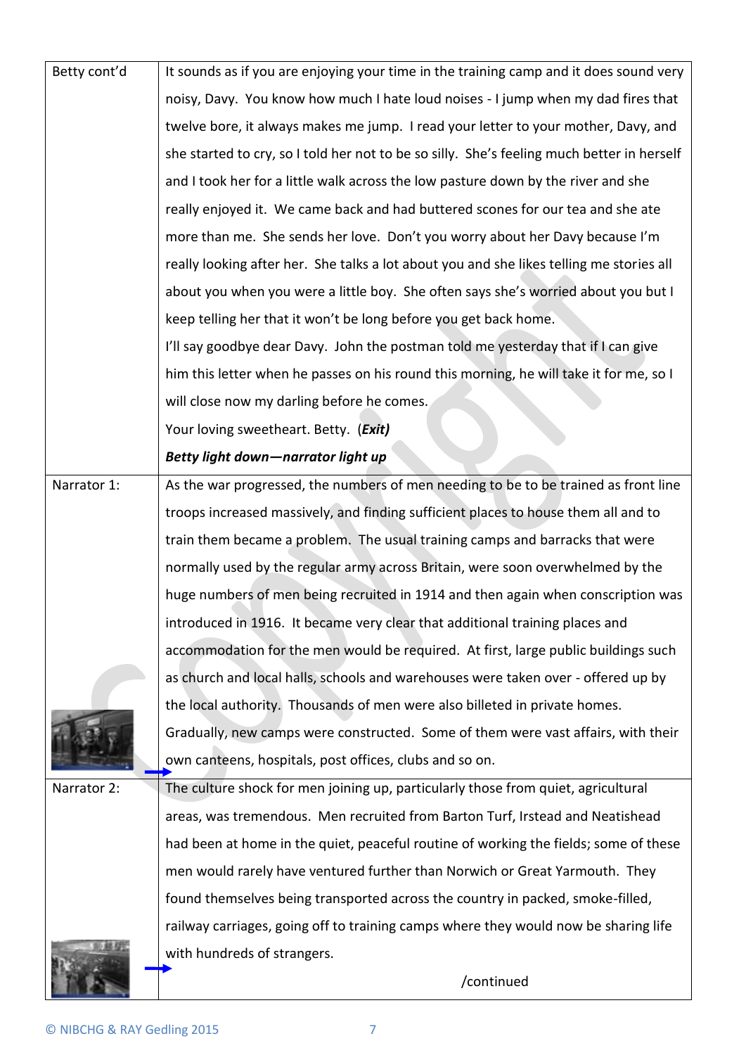| | |
|---|---|
| Betty cont'd | It sounds as if you are enjoying your time in the training camp and it does sound very noisy, Davy. You know how much I hate loud noises - I jump when my dad fires that twelve bore, it always makes me jump. I read your letter to your mother, Davy, and she started to cry, so I told her not to be so silly. She's feeling much better in herself and I took her for a little walk across the low pasture down by the river and she really enjoyed it. We came back and had buttered scones for our tea and she ate more than me. She sends her love. Don't you worry about her Davy because I'm really looking after her. She talks a lot about you and she likes telling me stories all about you when you were a little boy. She often says she's worried about you but I keep telling her that it won't be long before you get back home.<br>I'll say goodbye dear Davy. John the postman told me yesterday that if I can give him this letter when he passes on his round this morning, he will take it for me, so I will close now my darling before he comes.<br>Your loving sweetheart. Betty. (***Exit)***<br>***Betty light down—narrator light up*** |
| Narrator 1: | As the war progressed, the numbers of men needing to be to be trained as front line troops increased massively, and finding sufficient places to house them all and to train them became a problem. The usual training camps and barracks that were normally used by the regular army across Britain, were soon overwhelmed by the huge numbers of men being recruited in 1914 and then again when conscription was introduced in 1916. It became very clear that additional training places and accommodation for the men would be required. At first, large public buildings such as church and local halls, schools and warehouses were taken over - offered up by the local authority. Thousands of men were also billeted in private homes. Gradually, new camps were constructed. Some of them were vast affairs, with their own canteens, hospitals, post offices, clubs and so on. |
| Narrator 2: | The culture shock for men joining up, particularly those from quiet, agricultural areas, was tremendous. Men recruited from Barton Turf, Irstead and Neatishead had been at home in the quiet, peaceful routine of working the fields; some of these men would rarely have ventured further than Norwich or Great Yarmouth. They found themselves being transported across the country in packed, smoke-filled, railway carriages, going off to training camps where they would now be sharing life with hundreds of strangers.<br>/continued |

© NIBCHG & RAY Gedling 2015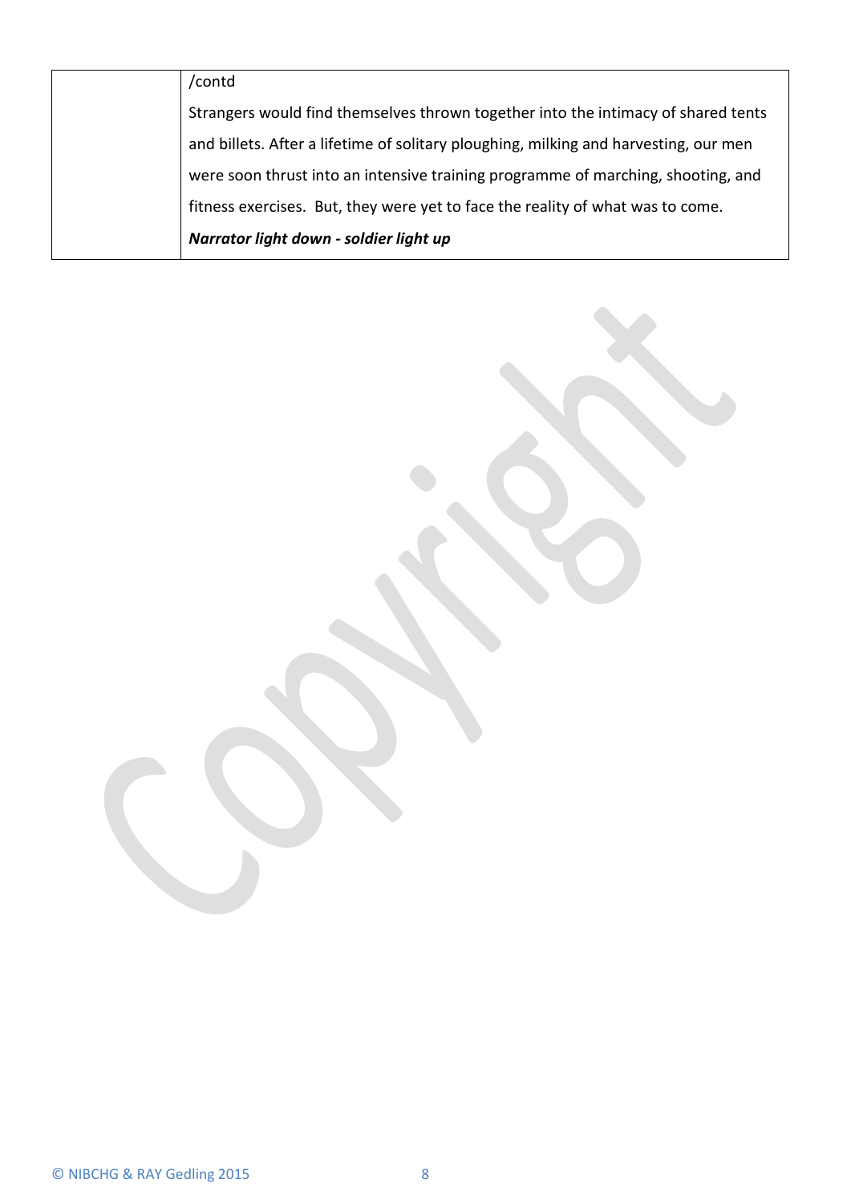| | |
|---|---|
| | /contd<br><br>Strangers would find themselves thrown together into the intimacy of shared tents and billets. After a lifetime of solitary ploughing, milking and harvesting, our men were soon thrust into an intensive training programme of marching, shooting, and fitness exercises. But, they were yet to face the reality of what was to come.<br><br>***Narrator light down - soldier light up*** |